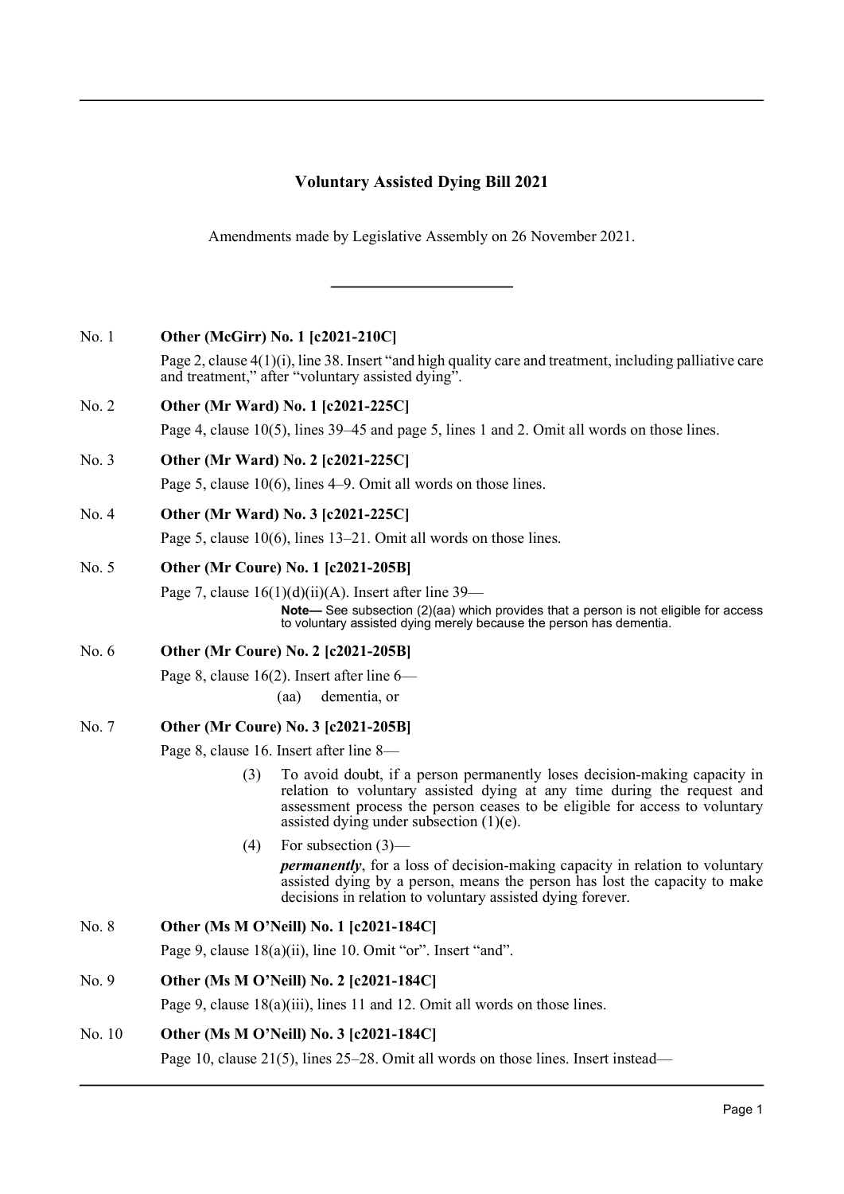# Voluntary Assisted Dying Bill 2021

Amendments made by Legislative Assembly on 26 November 2021.

---

No. 1 **Other (McGirr) No. 1 [c2021-210C]**

Page 2, clause 4(1)(i), line 38. Insert "and high quality care and treatment, including palliative care and treatment," after "voluntary assisted dying".

No. 2 **Other (Mr Ward) No. 1 [c2021-225C]**

Page 4, clause 10(5), lines 39–45 and page 5, lines 1 and 2. Omit all words on those lines.

No. 3 **Other (Mr Ward) No. 2 [c2021-225C]**

Page 5, clause 10(6), lines 4–9. Omit all words on those lines.

No. 4 **Other (Mr Ward) No. 3 [c2021-225C]**

Page 5, clause 10(6), lines 13–21. Omit all words on those lines.

No. 5 **Other (Mr Coure) No. 1 [c2021-205B]**

Page 7, clause 16(1)(d)(ii)(A). Insert after line 39—

> **Note—** See subsection (2)(aa) which provides that a person is not eligible for access to voluntary assisted dying merely because the person has dementia.

No. 6 **Other (Mr Coure) No. 2 [c2021-205B]**

Page 8, clause 16(2). Insert after line 6—

> (aa) dementia, or

No. 7 **Other (Mr Coure) No. 3 [c2021-205B]**

Page 8, clause 16. Insert after line 8—

> (3) To avoid doubt, if a person permanently loses decision-making capacity in relation to voluntary assisted dying at any time during the request and assessment process the person ceases to be eligible for access to voluntary assisted dying under subsection (1)(e).
>
> (4) For subsection (3)—
>
> ***permanently***, for a loss of decision-making capacity in relation to voluntary assisted dying by a person, means the person has lost the capacity to make decisions in relation to voluntary assisted dying forever.

No. 8 **Other (Ms M O'Neill) No. 1 [c2021-184C]**

Page 9, clause 18(a)(ii), line 10. Omit "or". Insert "and".

No. 9 **Other (Ms M O'Neill) No. 2 [c2021-184C]**

Page 9, clause 18(a)(iii), lines 11 and 12. Omit all words on those lines.

No. 10 **Other (Ms M O'Neill) No. 3 [c2021-184C]**

Page 10, clause 21(5), lines 25–28. Omit all words on those lines. Insert instead—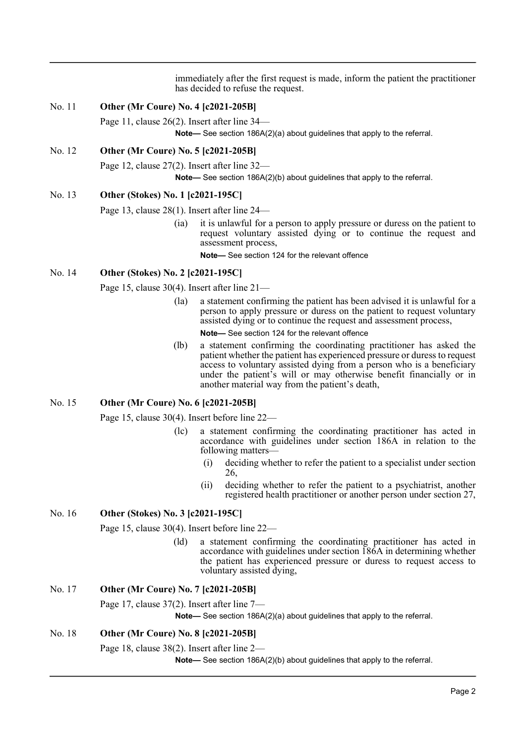immediately after the first request is made, inform the patient the practitioner has decided to refuse the request.

No. 11 **Other (Mr Coure) No. 4 [c2021-205B]**

Page 11, clause 26(2). Insert after line 34—

**Note—** See section 186A(2)(a) about guidelines that apply to the referral.

No. 12 **Other (Mr Coure) No. 5 [c2021-205B]**

Page 12, clause 27(2). Insert after line 32—

**Note—** See section 186A(2)(b) about guidelines that apply to the referral.

No. 13 **Other (Stokes) No. 1 [c2021-195C]**

Page 13, clause 28(1). Insert after line 24—

(ia) it is unlawful for a person to apply pressure or duress on the patient to request voluntary assisted dying or to continue the request and assessment process,

**Note—** See section 124 for the relevant offence

No. 14 **Other (Stokes) No. 2 [c2021-195C]**

Page 15, clause 30(4). Insert after line 21—

(la) a statement confirming the patient has been advised it is unlawful for a person to apply pressure or duress on the patient to request voluntary assisted dying or to continue the request and assessment process,

**Note—** See section 124 for the relevant offence

(lb) a statement confirming the coordinating practitioner has asked the patient whether the patient has experienced pressure or duress to request access to voluntary assisted dying from a person who is a beneficiary under the patient's will or may otherwise benefit financially or in another material way from the patient's death,

No. 15 **Other (Mr Coure) No. 6 [c2021-205B]**

Page 15, clause 30(4). Insert before line 22—

(lc) a statement confirming the coordinating practitioner has acted in accordance with guidelines under section 186A in relation to the following matters—

(i) deciding whether to refer the patient to a specialist under section 26,

(ii) deciding whether to refer the patient to a psychiatrist, another registered health practitioner or another person under section 27,

No. 16 **Other (Stokes) No. 3 [c2021-195C]**

Page 15, clause 30(4). Insert before line 22—

(ld) a statement confirming the coordinating practitioner has acted in accordance with guidelines under section 186A in determining whether the patient has experienced pressure or duress to request access to voluntary assisted dying,

No. 17 **Other (Mr Coure) No. 7 [c2021-205B]**

Page 17, clause 37(2). Insert after line 7—

**Note—** See section 186A(2)(a) about guidelines that apply to the referral.

No. 18 **Other (Mr Coure) No. 8 [c2021-205B]**

Page 18, clause 38(2). Insert after line 2—

**Note—** See section 186A(2)(b) about guidelines that apply to the referral.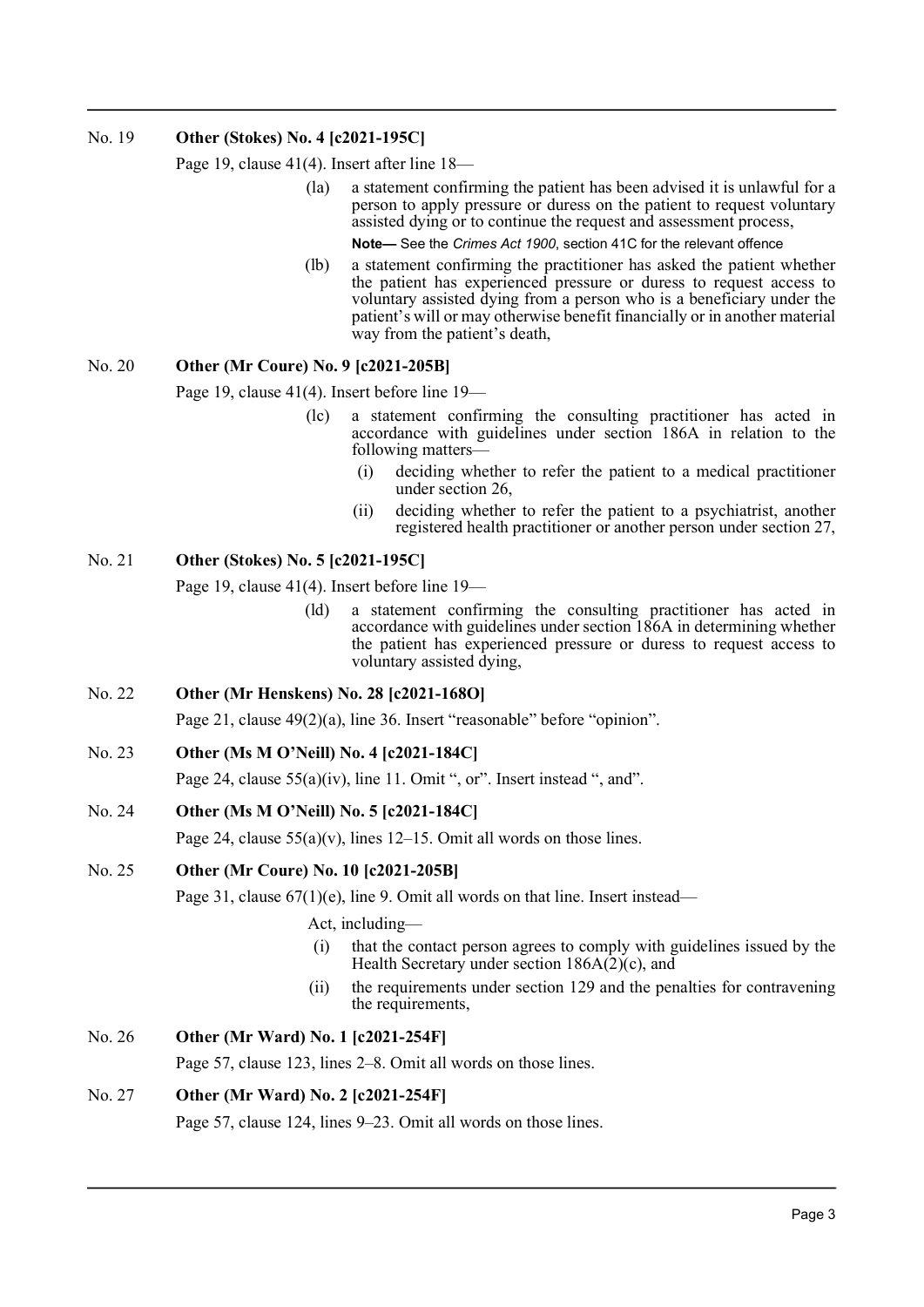**No. 19 Other (Stokes) No. 4 [c2021-195C]**

Page 19, clause 41(4). Insert after line 18—

> (la) a statement confirming the patient has been advised it is unlawful for a person to apply pressure or duress on the patient to request voluntary assisted dying or to continue the request and assessment process,
>
> **Note—** See the *Crimes Act 1900*, section 41C for the relevant offence
>
> (lb) a statement confirming the practitioner has asked the patient whether the patient has experienced pressure or duress to request access to voluntary assisted dying from a person who is a beneficiary under the patient's will or may otherwise benefit financially or in another material way from the patient's death,

**No. 20 Other (Mr Coure) No. 9 [c2021-205B]**

Page 19, clause 41(4). Insert before line 19—

> (lc) a statement confirming the consulting practitioner has acted in accordance with guidelines under section 186A in relation to the following matters—
>
> (i) deciding whether to refer the patient to a medical practitioner under section 26,
>
> (ii) deciding whether to refer the patient to a psychiatrist, another registered health practitioner or another person under section 27,

**No. 21 Other (Stokes) No. 5 [c2021-195C]**

Page 19, clause 41(4). Insert before line 19—

> (ld) a statement confirming the consulting practitioner has acted in accordance with guidelines under section 186A in determining whether the patient has experienced pressure or duress to request access to voluntary assisted dying,

**No. 22 Other (Mr Henskens) No. 28 [c2021-168O]**

Page 21, clause 49(2)(a), line 36. Insert "reasonable" before "opinion".

**No. 23 Other (Ms M O'Neill) No. 4 [c2021-184C]**

Page 24, clause 55(a)(iv), line 11. Omit ", or". Insert instead ", and".

**No. 24 Other (Ms M O'Neill) No. 5 [c2021-184C]**

Page 24, clause 55(a)(v), lines 12–15. Omit all words on those lines.

**No. 25 Other (Mr Coure) No. 10 [c2021-205B]**

Page 31, clause 67(1)(e), line 9. Omit all words on that line. Insert instead—

> Act, including—
>
> (i) that the contact person agrees to comply with guidelines issued by the Health Secretary under section 186A(2)(c), and
>
> (ii) the requirements under section 129 and the penalties for contravening the requirements,

**No. 26 Other (Mr Ward) No. 1 [c2021-254F]**

Page 57, clause 123, lines 2–8. Omit all words on those lines.

**No. 27 Other (Mr Ward) No. 2 [c2021-254F]**

Page 57, clause 124, lines 9–23. Omit all words on those lines.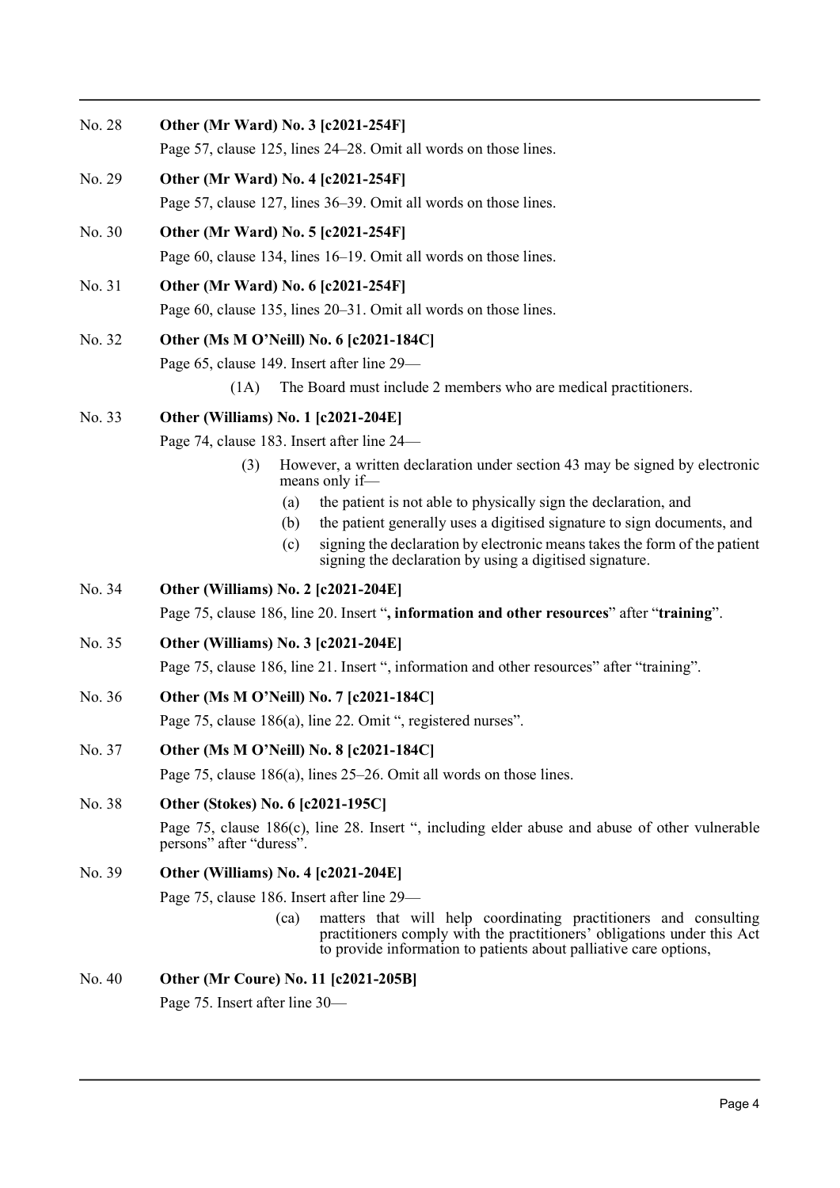No. 28 **Other (Mr Ward) No. 3 [c2021-254F]**

Page 57, clause 125, lines 24–28. Omit all words on those lines.

No. 29 **Other (Mr Ward) No. 4 [c2021-254F]**

Page 57, clause 127, lines 36–39. Omit all words on those lines.

No. 30 **Other (Mr Ward) No. 5 [c2021-254F]**

Page 60, clause 134, lines 16–19. Omit all words on those lines.

No. 31 **Other (Mr Ward) No. 6 [c2021-254F]**

Page 60, clause 135, lines 20–31. Omit all words on those lines.

No. 32 **Other (Ms M O'Neill) No. 6 [c2021-184C]**

Page 65, clause 149. Insert after line 29—

(1A) The Board must include 2 members who are medical practitioners.

No. 33 **Other (Williams) No. 1 [c2021-204E]**

Page 74, clause 183. Insert after line 24—

(3) However, a written declaration under section 43 may be signed by electronic means only if—

(a) the patient is not able to physically sign the declaration, and

(b) the patient generally uses a digitised signature to sign documents, and

(c) signing the declaration by electronic means takes the form of the patient signing the declaration by using a digitised signature.

No. 34 **Other (Williams) No. 2 [c2021-204E]**

Page 75, clause 186, line 20. Insert "**, information and other resources**" after "**training**".

No. 35 **Other (Williams) No. 3 [c2021-204E]**

Page 75, clause 186, line 21. Insert ", information and other resources" after "training".

No. 36 **Other (Ms M O'Neill) No. 7 [c2021-184C]**

Page 75, clause 186(a), line 22. Omit ", registered nurses".

No. 37 **Other (Ms M O'Neill) No. 8 [c2021-184C]**

Page 75, clause 186(a), lines 25–26. Omit all words on those lines.

No. 38 **Other (Stokes) No. 6 [c2021-195C]**

Page 75, clause 186(c), line 28. Insert ", including elder abuse and abuse of other vulnerable persons" after "duress".

No. 39 **Other (Williams) No. 4 [c2021-204E]**

Page 75, clause 186. Insert after line 29—

(ca) matters that will help coordinating practitioners and consulting practitioners comply with the practitioners' obligations under this Act to provide information to patients about palliative care options,

No. 40 **Other (Mr Coure) No. 11 [c2021-205B]**

Page 75. Insert after line 30—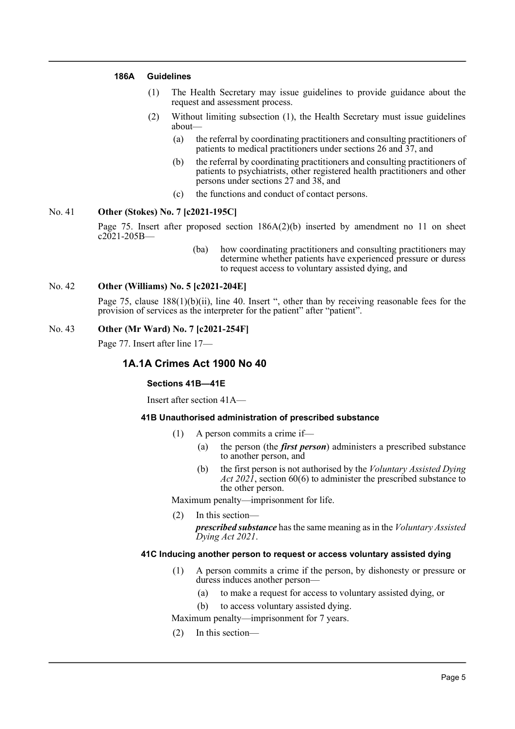**186A Guidelines**

(1) The Health Secretary may issue guidelines to provide guidance about the request and assessment process.

(2) Without limiting subsection (1), the Health Secretary must issue guidelines about—

(a) the referral by coordinating practitioners and consulting practitioners of patients to medical practitioners under sections 26 and 37, and

(b) the referral by coordinating practitioners and consulting practitioners of patients to psychiatrists, other registered health practitioners and other persons under sections 27 and 38, and

(c) the functions and conduct of contact persons.

No. 41 **Other (Stokes) No. 7 [c2021-195C]**

Page 75. Insert after proposed section 186A(2)(b) inserted by amendment no 11 on sheet c2021-205B—

(ba) how coordinating practitioners and consulting practitioners may determine whether patients have experienced pressure or duress to request access to voluntary assisted dying, and

No. 42 **Other (Williams) No. 5 [c2021-204E]**

Page 75, clause 188(1)(b)(ii), line 40. Insert ", other than by receiving reasonable fees for the provision of services as the interpreter for the patient" after "patient".

No. 43 **Other (Mr Ward) No. 7 [c2021-254F]**

Page 77. Insert after line 17—

## 1A.1A Crimes Act 1900 No 40

**Sections 41B—41E**

Insert after section 41A—

**41B Unauthorised administration of prescribed substance**

(1) A person commits a crime if—

(a) the person (the ***first person***) administers a prescribed substance to another person, and

(b) the first person is not authorised by the *Voluntary Assisted Dying Act 2021*, section 60(6) to administer the prescribed substance to the other person.

Maximum penalty—imprisonment for life.

(2) In this section—

***prescribed substance*** has the same meaning as in the *Voluntary Assisted Dying Act 2021*.

**41C Inducing another person to request or access voluntary assisted dying**

(1) A person commits a crime if the person, by dishonesty or pressure or duress induces another person—

(a) to make a request for access to voluntary assisted dying, or

(b) to access voluntary assisted dying.

Maximum penalty—imprisonment for 7 years.

(2) In this section—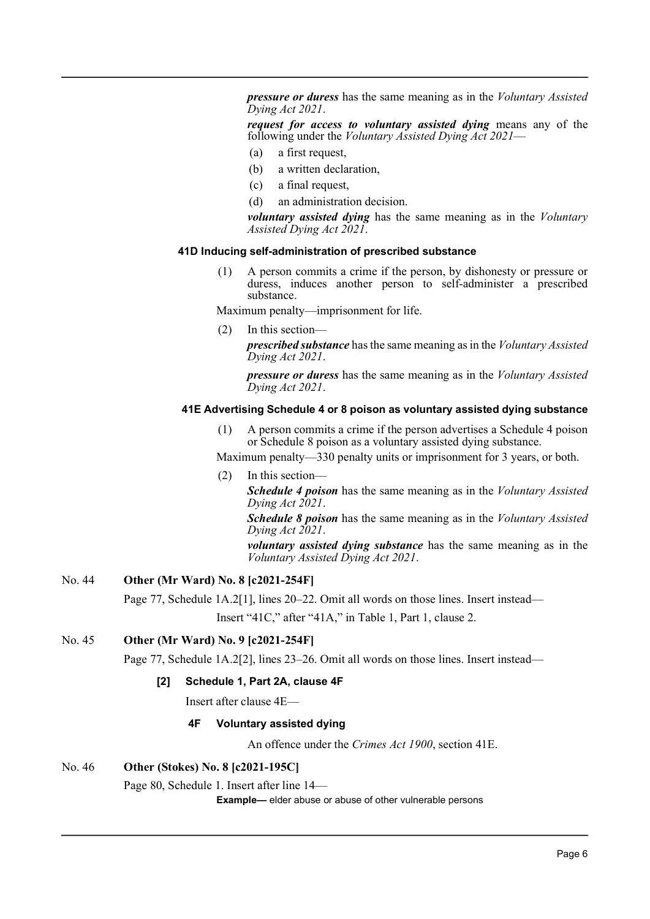***pressure or duress*** has the same meaning as in the *Voluntary Assisted Dying Act 2021*.

***request for access to voluntary assisted dying*** means any of the following under the *Voluntary Assisted Dying Act 2021*—

(a) a first request,

(b) a written declaration,

(c) a final request,

(d) an administration decision.

***voluntary assisted dying*** has the same meaning as in the *Voluntary Assisted Dying Act 2021*.

#### 41D Inducing self-administration of prescribed substance

(1) A person commits a crime if the person, by dishonesty or pressure or duress, induces another person to self-administer a prescribed substance.

Maximum penalty—imprisonment for life.

(2) In this section—

***prescribed substance*** has the same meaning as in the *Voluntary Assisted Dying Act 2021*.

***pressure or duress*** has the same meaning as in the *Voluntary Assisted Dying Act 2021*.

#### 41E Advertising Schedule 4 or 8 poison as voluntary assisted dying substance

(1) A person commits a crime if the person advertises a Schedule 4 poison or Schedule 8 poison as a voluntary assisted dying substance.

Maximum penalty—330 penalty units or imprisonment for 3 years, or both.

(2) In this section—

***Schedule 4 poison*** has the same meaning as in the *Voluntary Assisted Dying Act 2021*.

***Schedule 8 poison*** has the same meaning as in the *Voluntary Assisted Dying Act 2021*.

***voluntary assisted dying substance*** has the same meaning as in the *Voluntary Assisted Dying Act 2021*.

No. 44 **Other (Mr Ward) No. 8 [c2021-254F]**

Page 77, Schedule 1A.2[1], lines 20–22. Omit all words on those lines. Insert instead—

Insert "41C," after "41A," in Table 1, Part 1, clause 2.

No. 45 **Other (Mr Ward) No. 9 [c2021-254F]**

Page 77, Schedule 1A.2[2], lines 23–26. Omit all words on those lines. Insert instead—

**[2] Schedule 1, Part 2A, clause 4F**

Insert after clause 4E—

**4F Voluntary assisted dying**

An offence under the *Crimes Act 1900*, section 41E.

No. 46 **Other (Stokes) No. 8 [c2021-195C]**

Page 80, Schedule 1. Insert after line 14—

**Example—** elder abuse or abuse of other vulnerable persons